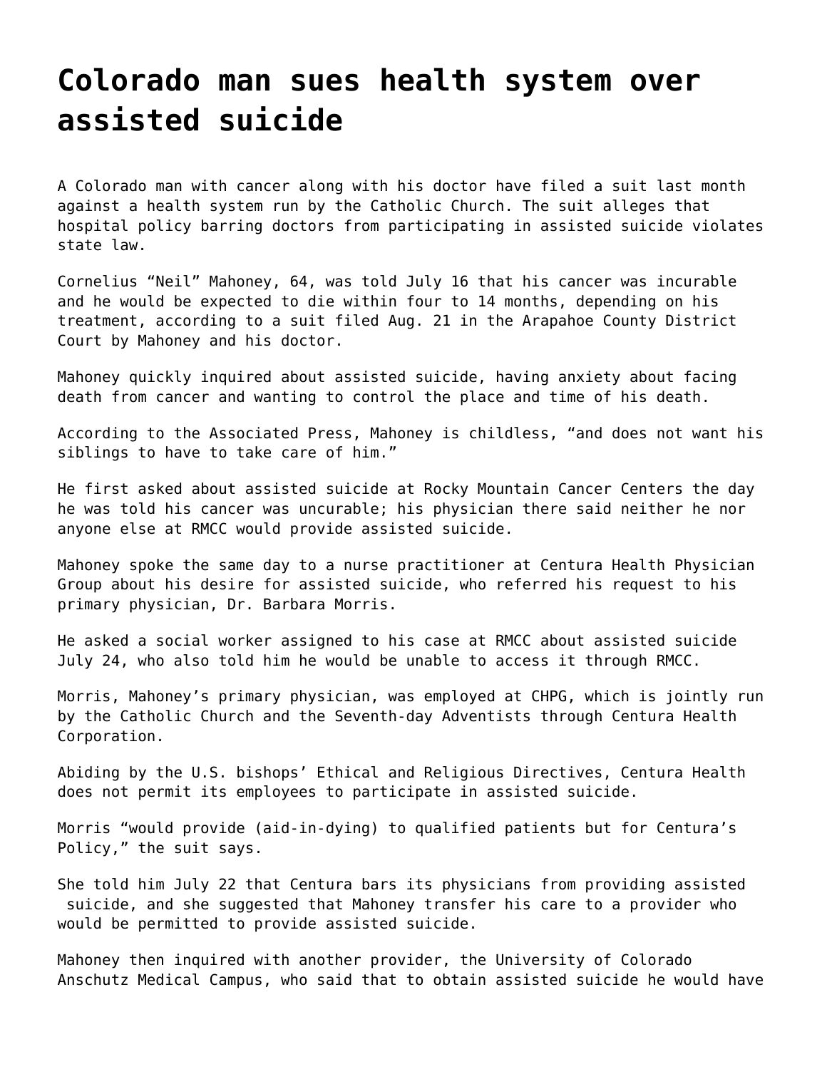# Colorado man sues health system over assisted suicide

A Colorado man with cancer along with his doctor have filed a suit last month against a health system run by the Catholic Church. The suit alleges that hospital policy barring doctors from participating in assisted suicide violates state law.

Cornelius "Neil" Mahoney, 64, was told July 16 that his cancer was incurable and he would be expected to die within four to 14 months, depending on his treatment, according to a suit filed Aug. 21 in the Arapahoe County District Court by Mahoney and his doctor.

Mahoney quickly inquired about assisted suicide, having anxiety about facing death from cancer and wanting to control the place and time of his death.

According to the Associated Press, Mahoney is childless, "and does not want his siblings to have to take care of him."

He first asked about assisted suicide at Rocky Mountain Cancer Centers the day he was told his cancer was uncurable; his physician there said neither he nor anyone else at RMCC would provide assisted suicide.

Mahoney spoke the same day to a nurse practitioner at Centura Health Physician Group about his desire for assisted suicide, who referred his request to his primary physician, Dr. Barbara Morris.

He asked a social worker assigned to his case at RMCC about assisted suicide July 24, who also told him he would be unable to access it through RMCC.

Morris, Mahoney's primary physician, was employed at CHPG, which is jointly run by the Catholic Church and the Seventh-day Adventists through Centura Health Corporation.

Abiding by the U.S. bishops' Ethical and Religious Directives, Centura Health does not permit its employees to participate in assisted suicide.

Morris "would provide (aid-in-dying) to qualified patients but for Centura's Policy," the suit says.

She told him July 22 that Centura bars its physicians from providing assisted suicide, and she suggested that Mahoney transfer his care to a provider who would be permitted to provide assisted suicide.

Mahoney then inquired with another provider, the University of Colorado Anschutz Medical Campus, who said that to obtain assisted suicide he would have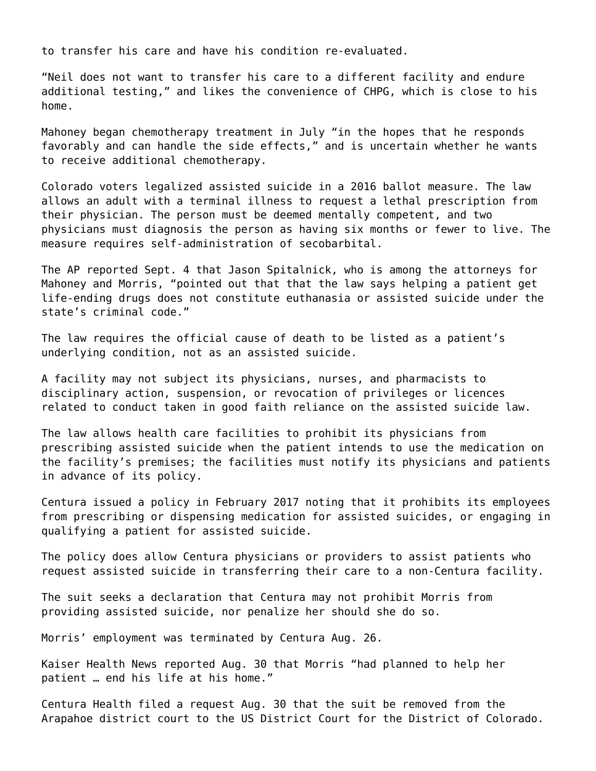to transfer his care and have his condition re-evaluated.

“Neil does not want to transfer his care to a different facility and endure additional testing,” and likes the convenience of CHPG, which is close to his home.

Mahoney began chemotherapy treatment in July “in the hopes that he responds favorably and can handle the side effects,” and is uncertain whether he wants to receive additional chemotherapy.

Colorado voters legalized assisted suicide in a 2016 ballot measure. The law allows an adult with a terminal illness to request a lethal prescription from their physician. The person must be deemed mentally competent, and two physicians must diagnosis the person as having six months or fewer to live. The measure requires self-administration of secobarbital.

The AP reported Sept. 4 that Jason Spitalnick, who is among the attorneys for Mahoney and Morris, “pointed out that that the law says helping a patient get life-ending drugs does not constitute euthanasia or assisted suicide under the state’s criminal code.”

The law requires the official cause of death to be listed as a patient’s underlying condition, not as an assisted suicide.

A facility may not subject its physicians, nurses, and pharmacists to disciplinary action, suspension, or revocation of privileges or licences related to conduct taken in good faith reliance on the assisted suicide law.

The law allows health care facilities to prohibit its physicians from prescribing assisted suicide when the patient intends to use the medication on the facility’s premises; the facilities must notify its physicians and patients in advance of its policy.

Centura issued a policy in February 2017 noting that it prohibits its employees from prescribing or dispensing medication for assisted suicides, or engaging in qualifying a patient for assisted suicide.

The policy does allow Centura physicians or providers to assist patients who request assisted suicide in transferring their care to a non-Centura facility.

The suit seeks a declaration that Centura may not prohibit Morris from providing assisted suicide, nor penalize her should she do so.

Morris’ employment was terminated by Centura Aug. 26.

Kaiser Health News reported Aug. 30 that Morris “had planned to help her patient … end his life at his home.”

Centura Health filed a request Aug. 30 that the suit be removed from the Arapahoe district court to the US District Court for the District of Colorado.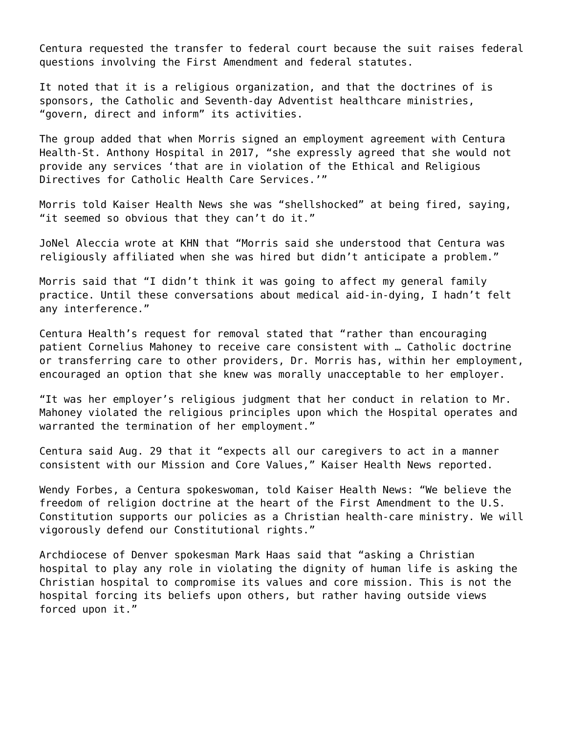Centura requested the transfer to federal court because the suit raises federal questions involving the First Amendment and federal statutes.

It noted that it is a religious organization, and that the doctrines of is sponsors, the Catholic and Seventh-day Adventist healthcare ministries, "govern, direct and inform" its activities.

The group added that when Morris signed an employment agreement with Centura Health-St. Anthony Hospital in 2017, "she expressly agreed that she would not provide any services 'that are in violation of the Ethical and Religious Directives for Catholic Health Care Services.'"

Morris told Kaiser Health News she was "shellshocked" at being fired, saying, "it seemed so obvious that they can't do it."

JoNel Aleccia wrote at KHN that "Morris said she understood that Centura was religiously affiliated when she was hired but didn't anticipate a problem."

Morris said that "I didn't think it was going to affect my general family practice. Until these conversations about medical aid-in-dying, I hadn't felt any interference."

Centura Health's request for removal stated that "rather than encouraging patient Cornelius Mahoney to receive care consistent with … Catholic doctrine or transferring care to other providers, Dr. Morris has, within her employment, encouraged an option that she knew was morally unacceptable to her employer.

"It was her employer's religious judgment that her conduct in relation to Mr. Mahoney violated the religious principles upon which the Hospital operates and warranted the termination of her employment."

Centura said Aug. 29 that it "expects all our caregivers to act in a manner consistent with our Mission and Core Values," Kaiser Health News reported.

Wendy Forbes, a Centura spokeswoman, told Kaiser Health News: "We believe the freedom of religion doctrine at the heart of the First Amendment to the U.S. Constitution supports our policies as a Christian health-care ministry. We will vigorously defend our Constitutional rights."

Archdiocese of Denver spokesman Mark Haas said that "asking a Christian hospital to play any role in violating the dignity of human life is asking the Christian hospital to compromise its values and core mission. This is not the hospital forcing its beliefs upon others, but rather having outside views forced upon it."